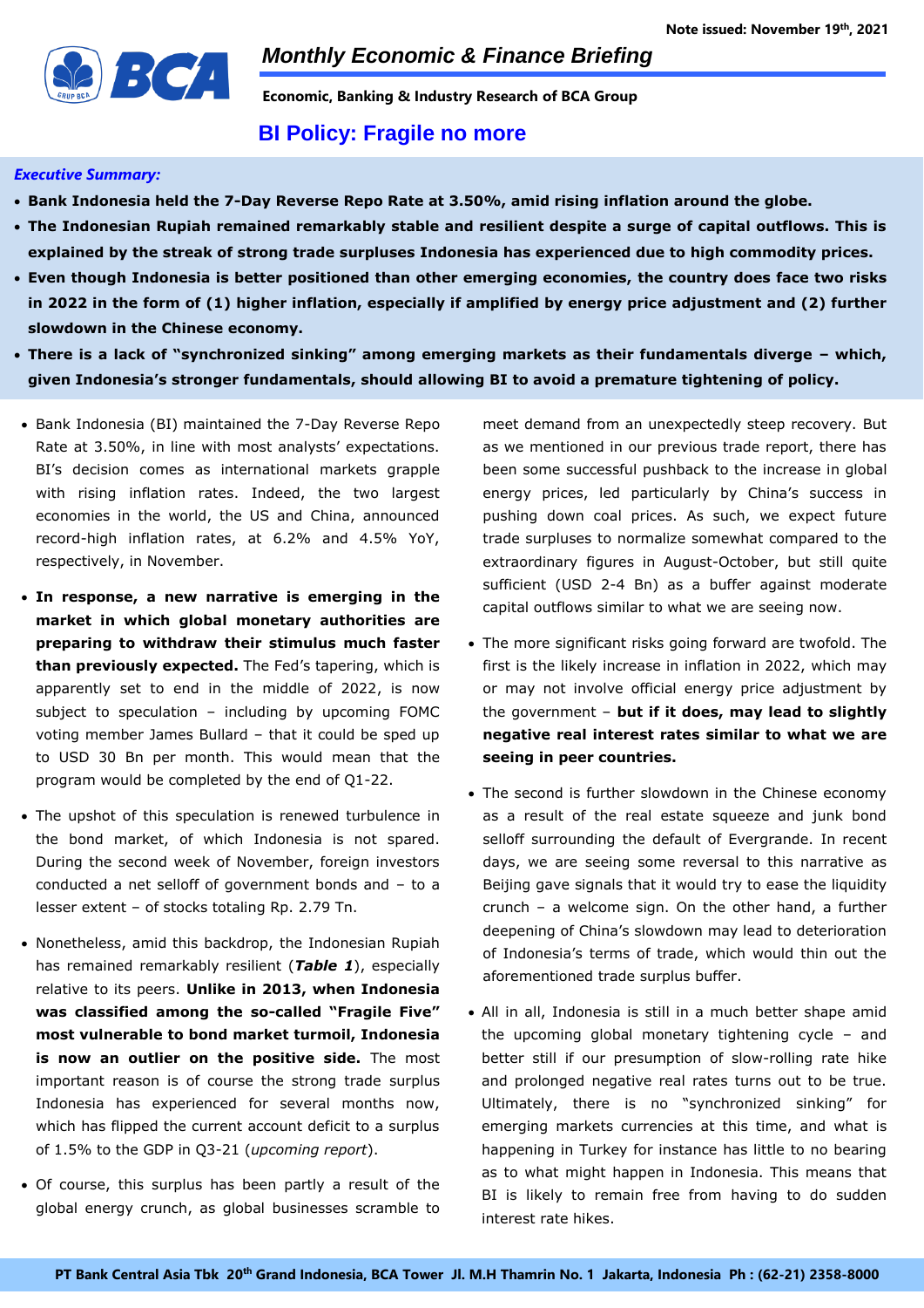Note issued: November 19th, 2021

# Monthly Economic & Finance Briefing

**Economic, Banking & Industry Research of BCA Group**

## BI Policy: Fragile no more

***Executive Summary:***

- **Bank Indonesia held the 7-Day Reverse Repo Rate at 3.50%, amid rising inflation around the globe.**
- **The Indonesian Rupiah remained remarkably stable and resilient despite a surge of capital outflows. This is explained by the streak of strong trade surpluses Indonesia has experienced due to high commodity prices.**
- **Even though Indonesia is better positioned than other emerging economies, the country does face two risks in 2022 in the form of (1) higher inflation, especially if amplified by energy price adjustment and (2) further slowdown in the Chinese economy.**
- **There is a lack of "synchronized sinking" among emerging markets as their fundamentals diverge – which, given Indonesia's stronger fundamentals, should allowing BI to avoid a premature tightening of policy.**

- Bank Indonesia (BI) maintained the 7-Day Reverse Repo Rate at 3.50%, in line with most analysts' expectations. BI's decision comes as international markets grapple with rising inflation rates. Indeed, the two largest economies in the world, the US and China, announced record-high inflation rates, at 6.2% and 4.5% YoY, respectively, in November.

- **In response, a new narrative is emerging in the market in which global monetary authorities are preparing to withdraw their stimulus much faster than previously expected.** The Fed's tapering, which is apparently set to end in the middle of 2022, is now subject to speculation – including by upcoming FOMC voting member James Bullard – that it could be sped up to USD 30 Bn per month. This would mean that the program would be completed by the end of Q1-22.

- The upshot of this speculation is renewed turbulence in the bond market, of which Indonesia is not spared. During the second week of November, foreign investors conducted a net selloff of government bonds and – to a lesser extent – of stocks totaling Rp. 2.79 Tn.

- Nonetheless, amid this backdrop, the Indonesian Rupiah has remained remarkably resilient (***Table 1***), especially relative to its peers. **Unlike in 2013, when Indonesia was classified among the so-called "Fragile Five" most vulnerable to bond market turmoil, Indonesia is now an outlier on the positive side.** The most important reason is of course the strong trade surplus Indonesia has experienced for several months now, which has flipped the current account deficit to a surplus of 1.5% to the GDP in Q3-21 (*upcoming report*).

- Of course, this surplus has been partly a result of the global energy crunch, as global businesses scramble to meet demand from an unexpectedly steep recovery. But as we mentioned in our previous trade report, there has been some successful pushback to the increase in global energy prices, led particularly by China's success in pushing down coal prices. As such, we expect future trade surpluses to normalize somewhat compared to the extraordinary figures in August-October, but still quite sufficient (USD 2-4 Bn) as a buffer against moderate capital outflows similar to what we are seeing now.

- The more significant risks going forward are twofold. The first is the likely increase in inflation in 2022, which may or may not involve official energy price adjustment by the government – **but if it does, may lead to slightly negative real interest rates similar to what we are seeing in peer countries.**

- The second is further slowdown in the Chinese economy as a result of the real estate squeeze and junk bond selloff surrounding the default of Evergrande. In recent days, we are seeing some reversal to this narrative as Beijing gave signals that it would try to ease the liquidity crunch – a welcome sign. On the other hand, a further deepening of China's slowdown may lead to deterioration of Indonesia's terms of trade, which would thin out the aforementioned trade surplus buffer.

- All in all, Indonesia is still in a much better shape amid the upcoming global monetary tightening cycle – and better still if our presumption of slow-rolling rate hike and prolonged negative real rates turns out to be true. Ultimately, there is no "synchronized sinking" for emerging markets currencies at this time, and what is happening in Turkey for instance has little to no bearing as to what might happen in Indonesia. This means that BI is likely to remain free from having to do sudden interest rate hikes.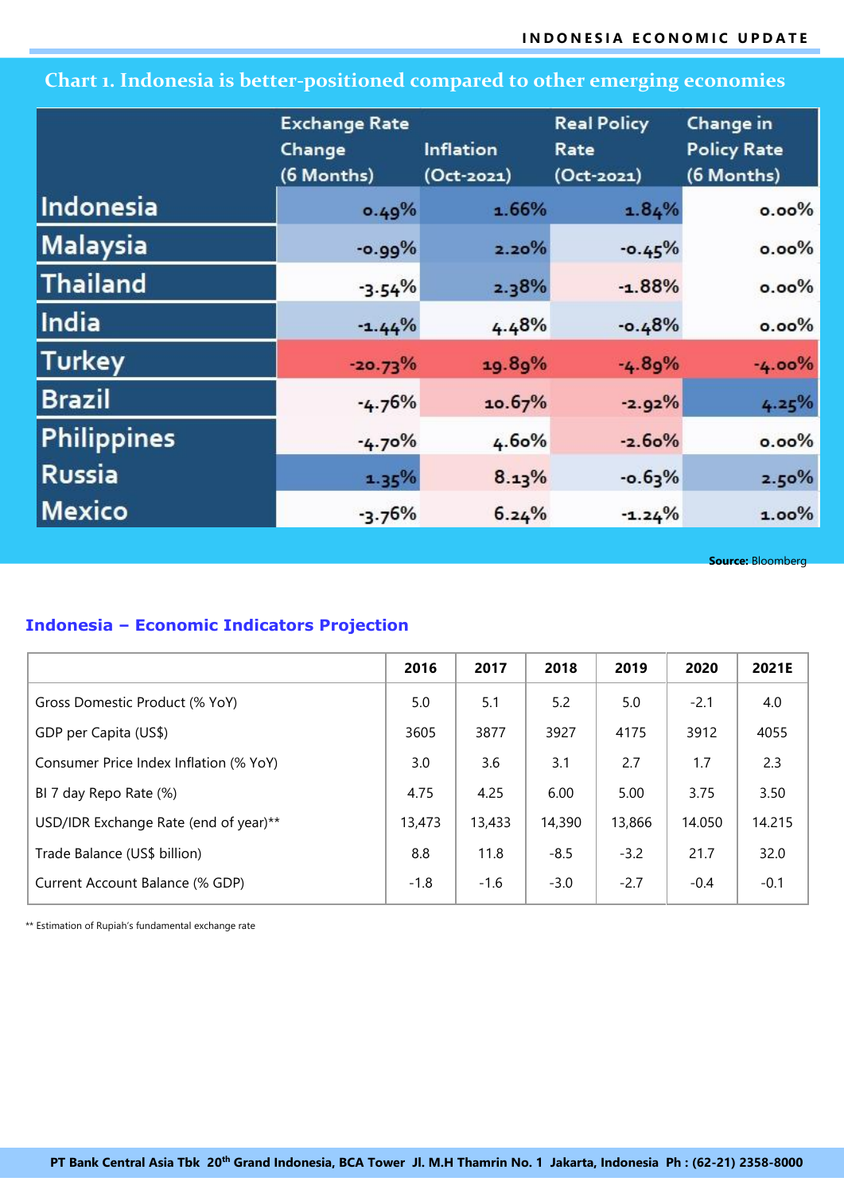## Chart 1. Indonesia is better-positioned compared to other emerging economies

| | Exchange Rate Change (6 Months) | Inflation (Oct-2021) | Real Policy Rate (Oct-2021) | Change in Policy Rate (6 Months) |
|---|---|---|---|---|
| Indonesia | 0.49% | 1.66% | 1.84% | 0.00% |
| Malaysia | -0.99% | 2.20% | -0.45% | 0.00% |
| Thailand | -3.54% | 2.38% | -1.88% | 0.00% |
| India | -1.44% | 4.48% | -0.48% | 0.00% |
| Turkey | -20.73% | 19.89% | -4.89% | -4.00% |
| Brazil | -4.76% | 10.67% | -2.92% | 4.25% |
| Philippines | -4.70% | 4.60% | -2.60% | 0.00% |
| Russia | 1.35% | 8.13% | -0.63% | 2.50% |
| Mexico | -3.76% | 6.24% | -1.24% | 1.00% |

**Source:** Bloomberg

## Indonesia – Economic Indicators Projection

| | 2016 | 2017 | 2018 | 2019 | 2020 | 2021E |
|---|---|---|---|---|---|---|
| Gross Domestic Product (% YoY) | 5.0 | 5.1 | 5.2 | 5.0 | -2.1 | 4.0 |
| GDP per Capita (US$) | 3605 | 3877 | 3927 | 4175 | 3912 | 4055 |
| Consumer Price Index Inflation (% YoY) | 3.0 | 3.6 | 3.1 | 2.7 | 1.7 | 2.3 |
| BI 7 day Repo Rate (%) | 4.75 | 4.25 | 6.00 | 5.00 | 3.75 | 3.50 |
| USD/IDR Exchange Rate (end of year)** | 13,473 | 13,433 | 14,390 | 13,866 | 14.050 | 14.215 |
| Trade Balance (US$ billion) | 8.8 | 11.8 | -8.5 | -3.2 | 21.7 | 32.0 |
| Current Account Balance (% GDP) | -1.8 | -1.6 | -3.0 | -2.7 | -0.4 | -0.1 |

** Estimation of Rupiah's fundamental exchange rate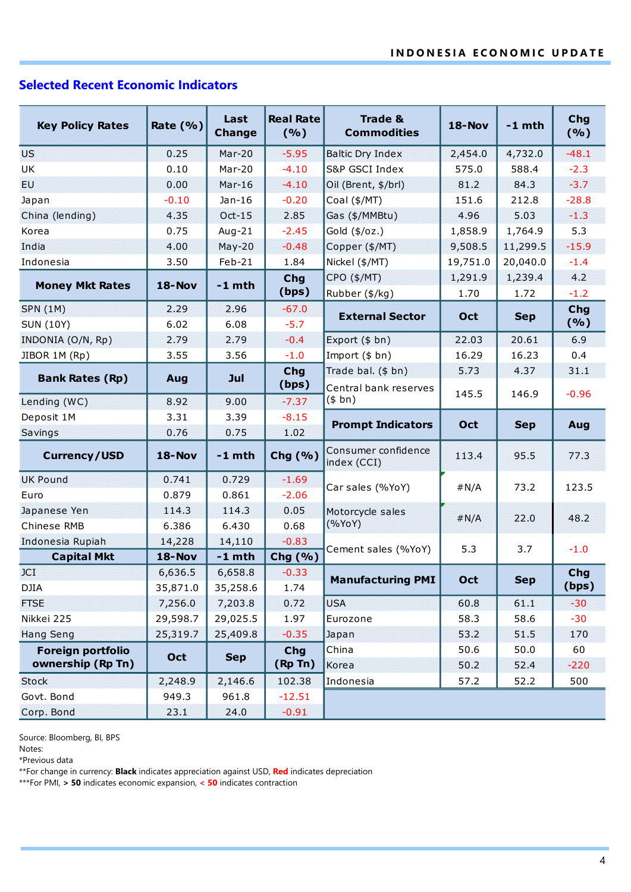## Selected Recent Economic Indicators

| Key Policy Rates | Rate (%) | Last Change | Real Rate (%) |
|---|---|---|---|
| US | 0.25 | Mar-20 | -5.95 |
| UK | 0.10 | Mar-20 | -4.10 |
| EU | 0.00 | Mar-16 | -4.10 |
| Japan | -0.10 | Jan-16 | -0.20 |
| China (lending) | 4.35 | Oct-15 | 2.85 |
| Korea | 0.75 | Aug-21 | -2.45 |
| India | 4.00 | May-20 | -0.48 |
| Indonesia | 3.50 | Feb-21 | 1.84 |

| Money Mkt Rates | 18-Nov | -1 mth | Chg (bps) |
|---|---|---|---|
| SPN (1M) | 2.29 | 2.96 | -67.0 |
| SUN (10Y) | 6.02 | 6.08 | -5.7 |
| INDONIA (O/N, Rp) | 2.79 | 2.79 | -0.4 |
| JIBOR 1M (Rp) | 3.55 | 3.56 | -1.0 |

| Bank Rates (Rp) | Aug | Jul | Chg (bps) |
|---|---|---|---|
| Lending (WC) | 8.92 | 9.00 | -7.37 |
| Deposit 1M | 3.31 | 3.39 | -8.15 |
| Savings | 0.76 | 0.75 | 1.02 |

| Currency/USD | 18-Nov | -1 mth | Chg (%) |
|---|---|---|---|
| UK Pound | 0.741 | 0.729 | -1.69 |
| Euro | 0.879 | 0.861 | -2.06 |
| Japanese Yen | 114.3 | 114.3 | 0.05 |
| Chinese RMB | 6.386 | 6.430 | 0.68 |
| Indonesia Rupiah | 14,228 | 14,110 | -0.83 |

| Capital Mkt | 18-Nov | -1 mth | Chg (%) |
|---|---|---|---|
| JCI | 6,636.5 | 6,658.8 | -0.33 |
| DJIA | 35,871.0 | 35,258.6 | 1.74 |
| FTSE | 7,256.0 | 7,203.8 | 0.72 |
| Nikkei 225 | 29,598.7 | 29,025.5 | 1.97 |
| Hang Seng | 25,319.7 | 25,409.8 | -0.35 |

| Foreign portfolio ownership (Rp Tn) | Oct | Sep | Chg (Rp Tn) |
|---|---|---|---|
| Stock | 2,248.9 | 2,146.6 | 102.38 |
| Govt. Bond | 949.3 | 961.8 | -12.51 |
| Corp. Bond | 23.1 | 24.0 | -0.91 |

| Trade & Commodities | 18-Nov | -1 mth | Chg (%) |
|---|---|---|---|
| Baltic Dry Index | 2,454.0 | 4,732.0 | -48.1 |
| S&P GSCI Index | 575.0 | 588.4 | -2.3 |
| Oil (Brent, $/brl) | 81.2 | 84.3 | -3.7 |
| Coal ($/MT) | 151.6 | 212.8 | -28.8 |
| Gas ($/MMBtu) | 4.96 | 5.03 | -1.3 |
| Gold ($/oz.) | 1,858.9 | 1,764.9 | 5.3 |
| Copper ($/MT) | 9,508.5 | 11,299.5 | -15.9 |
| Nickel ($/MT) | 19,751.0 | 20,040.0 | -1.4 |
| CPO ($/MT) | 1,291.9 | 1,239.4 | 4.2 |
| Rubber ($/kg) | 1.70 | 1.72 | -1.2 |

| External Sector | Oct | Sep | Chg (%) |
|---|---|---|---|
| Export ($ bn) | 22.03 | 20.61 | 6.9 |
| Import ($ bn) | 16.29 | 16.23 | 0.4 |
| Trade bal. ($ bn) | 5.73 | 4.37 | 31.1 |
| Central bank reserves ($ bn) | 145.5 | 146.9 | -0.96 |

| Prompt Indicators | Oct | Sep | Aug |
|---|---|---|---|
| Consumer confidence index (CCI) | 113.4 | 95.5 | 77.3 |
| Car sales (%YoY) | #N/A | 73.2 | 123.5 |
| Motorcycle sales (%YoY) | #N/A | 22.0 | 48.2 |
| Cement sales (%YoY) | 5.3 | 3.7 | -1.0 |

| Manufacturing PMI | Oct | Sep | Chg (bps) |
|---|---|---|---|
| USA | 60.8 | 61.1 | -30 |
| Eurozone | 58.3 | 58.6 | -30 |
| Japan | 53.2 | 51.5 | 170 |
| China | 50.6 | 50.0 | 60 |
| Korea | 50.2 | 52.4 | -220 |
| Indonesia | 57.2 | 52.2 | 500 |

Source: Bloomberg, BI, BPS
Notes:
*Previous data
**For change in currency: **Black** indicates appreciation against USD, **Red** indicates depreciation
***For PMI, **> 50** indicates economic expansion, **< 50** indicates contraction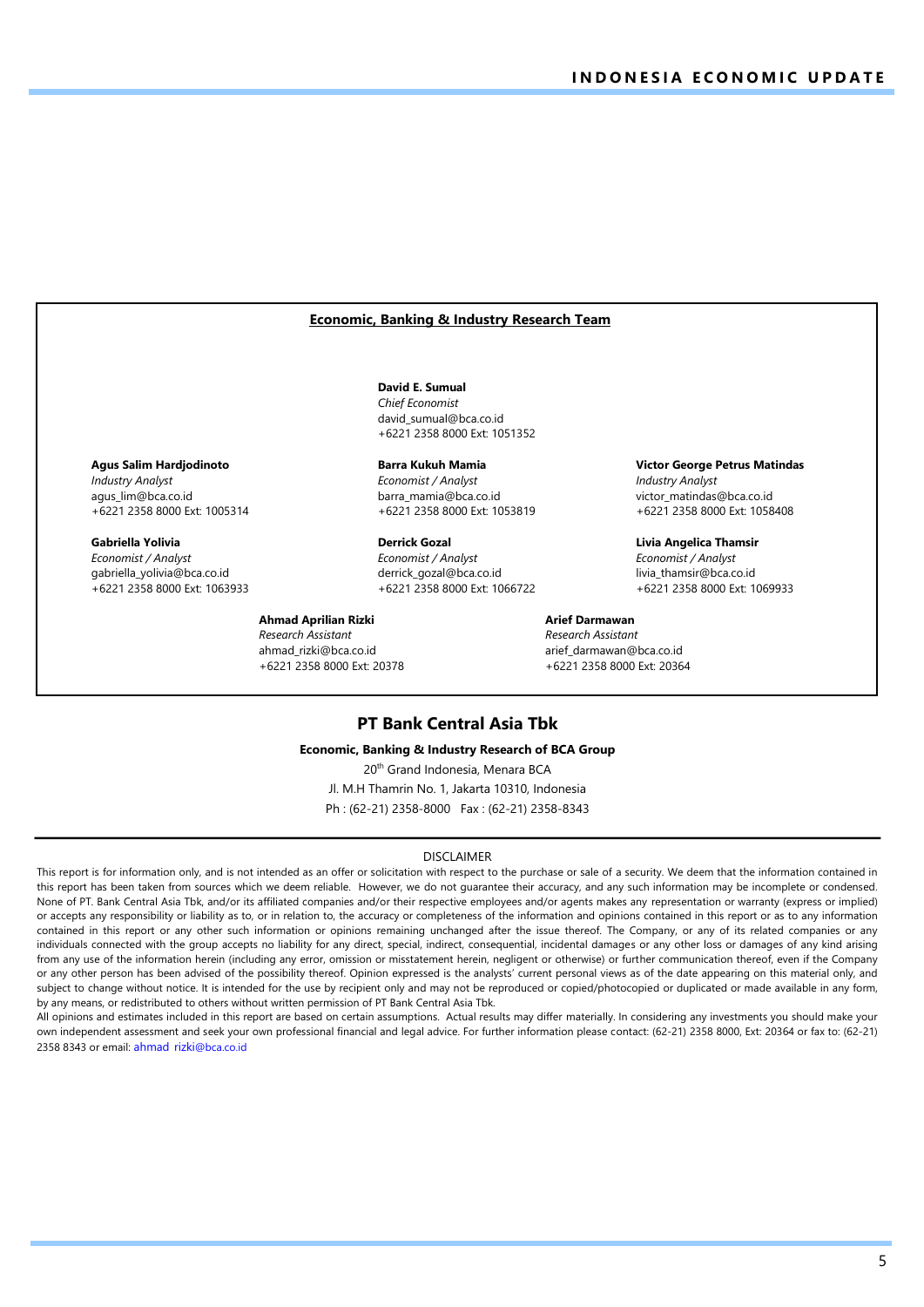## Economic, Banking & Industry Research Team

**David E. Sumual**
*Chief Economist*
david_sumual@bca.co.id
+6221 2358 8000 Ext: 1051352

**Agus Salim Hardjodinoto**
*Industry Analyst*
agus_lim@bca.co.id
+6221 2358 8000 Ext: 1005314

**Barra Kukuh Mamia**
*Economist / Analyst*
barra_mamia@bca.co.id
+6221 2358 8000 Ext: 1053819

**Victor George Petrus Matindas**
*Industry Analyst*
victor_matindas@bca.co.id
+6221 2358 8000 Ext: 1058408

**Gabriella Yolivia**
*Economist / Analyst*
gabriella_yolivia@bca.co.id
+6221 2358 8000 Ext: 1063933

**Derrick Gozal**
*Economist / Analyst*
derrick_gozal@bca.co.id
+6221 2358 8000 Ext: 1066722

**Livia Angelica Thamsir**
*Economist / Analyst*
livia_thamsir@bca.co.id
+6221 2358 8000 Ext: 1069933

**Ahmad Aprilian Rizki**
*Research Assistant*
ahmad_rizki@bca.co.id
+6221 2358 8000 Ext: 20378

**Arief Darmawan**
*Research Assistant*
arief_darmawan@bca.co.id
+6221 2358 8000 Ext: 20364

## PT Bank Central Asia Tbk

**Economic, Banking & Industry Research of BCA Group**

20th Grand Indonesia, Menara BCA

Jl. M.H Thamrin No. 1, Jakarta 10310, Indonesia

Ph : (62-21) 2358-8000 Fax : (62-21) 2358-8343

DISCLAIMER

This report is for information only, and is not intended as an offer or solicitation with respect to the purchase or sale of a security. We deem that the information contained in this report has been taken from sources which we deem reliable. However, we do not guarantee their accuracy, and any such information may be incomplete or condensed. None of PT. Bank Central Asia Tbk, and/or its affiliated companies and/or their respective employees and/or agents makes any representation or warranty (express or implied) or accepts any responsibility or liability as to, or in relation to, the accuracy or completeness of the information and opinions contained in this report or as to any information contained in this report or any other such information or opinions remaining unchanged after the issue thereof. The Company, or any of its related companies or any individuals connected with the group accepts no liability for any direct, special, indirect, consequential, incidental damages or any other loss or damages of any kind arising from any use of the information herein (including any error, omission or misstatement herein, negligent or otherwise) or further communication thereof, even if the Company or any other person has been advised of the possibility thereof. Opinion expressed is the analysts' current personal views as of the date appearing on this material only, and subject to change without notice. It is intended for the use by recipient only and may not be reproduced or copied/photocopied or duplicated or made available in any form, by any means, or redistributed to others without written permission of PT Bank Central Asia Tbk.

All opinions and estimates included in this report are based on certain assumptions. Actual results may differ materially. In considering any investments you should make your own independent assessment and seek your own professional financial and legal advice. For further information please contact: (62-21) 2358 8000, Ext: 20364 or fax to: (62-21) 2358 8343 or email: ahmad_rizki@bca.co.id